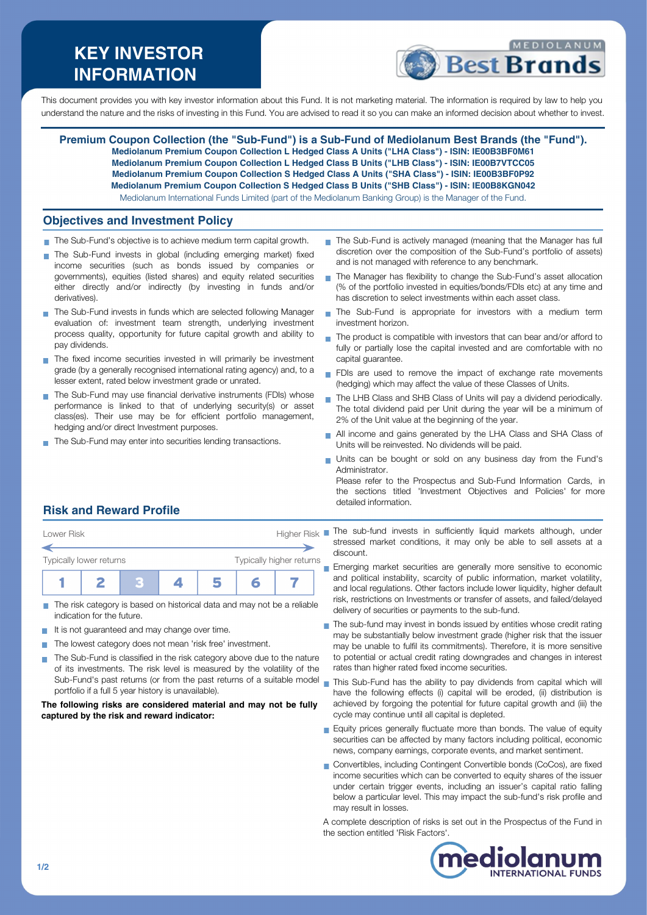# KEY INVESTOR INFORMATION

This document provides you with key investor information about this Fund. It is not marketing material. The information is required by law to help you understand the nature and the risks of investing in this Fund. You are advised to read it so you can make an informed decision about whether to invest.

**Premium Coupon Collection (the "Sub-Fund") is a Sub-Fund of Mediolanum Best Brands (the "Fund").**
**Mediolanum Premium Coupon Collection L Hedged Class A Units ("LHA Class") - ISIN: IE00B3BF0M61**
**Mediolanum Premium Coupon Collection L Hedged Class B Units ("LHB Class") - ISIN: IE00B7VTCC05**
**Mediolanum Premium Coupon Collection S Hedged Class A Units ("SHA Class") - ISIN: IE00B3BF0P92**
**Mediolanum Premium Coupon Collection S Hedged Class B Units ("SHB Class") - ISIN: IE00B8KGN042**
Mediolanum International Funds Limited (part of the Mediolanum Banking Group) is the Manager of the Fund.

## Objectives and Investment Policy

- The Sub-Fund's objective is to achieve medium term capital growth.
- The Sub-Fund invests in global (including emerging market) fixed income securities (such as bonds issued by companies or governments), equities (listed shares) and equity related securities either directly and/or indirectly (by investing in funds and/or derivatives).
- The Sub-Fund invests in funds which are selected following Manager evaluation of: investment team strength, underlying investment process quality, opportunity for future capital growth and ability to pay dividends.
- The fixed income securities invested in will primarily be investment grade (by a generally recognised international rating agency) and, to a lesser extent, rated below investment grade or unrated.
- The Sub-Fund may use financial derivative instruments (FDIs) whose performance is linked to that of underlying security(s) or asset class(es). Their use may be for efficient portfolio management, hedging and/or direct Investment purposes.
- The Sub-Fund may enter into securities lending transactions.
- The Sub-Fund is actively managed (meaning that the Manager has full discretion over the composition of the Sub-Fund's portfolio of assets) and is not managed with reference to any benchmark.
- The Manager has flexibility to change the Sub-Fund's asset allocation (% of the portfolio invested in equities/bonds/FDIs etc) at any time and has discretion to select investments within each asset class.
- The Sub-Fund is appropriate for investors with a medium term investment horizon.
- The product is compatible with investors that can bear and/or afford to fully or partially lose the capital invested and are comfortable with no capital guarantee.
- FDIs are used to remove the impact of exchange rate movements (hedging) which may affect the value of these Classes of Units.
- The LHB Class and SHB Class of Units will pay a dividend periodically. The total dividend paid per Unit during the year will be a minimum of 2% of the Unit value at the beginning of the year.
- All income and gains generated by the LHA Class and SHA Class of Units will be reinvested. No dividends will be paid.
- Units can be bought or sold on any business day from the Fund's Administrator.
  Please refer to the Prospectus and Sub-Fund Information Cards, in the sections titled 'Investment Objectives and Policies' for more detailed information.

## Risk and Reward Profile

Lower Risk — Higher Risk

Typically lower returns — Typically higher returns

| 1 | 2 | **3** | 4 | 5 | 6 | 7 |
|---|---|---|---|---|---|---|

- The risk category is based on historical data and may not be a reliable indication for the future.
- It is not guaranteed and may change over time.
- The lowest category does not mean 'risk free' investment.
- The Sub-Fund is classified in the risk category above due to the nature of its investments. The risk level is measured by the volatility of the Sub-Fund's past returns (or from the past returns of a suitable model portfolio if a full 5 year history is unavailable).

**The following risks are considered material and may not be fully captured by the risk and reward indicator:**

- The sub-fund invests in sufficiently liquid markets although, under stressed market conditions, it may only be able to sell assets at a discount.
- Emerging market securities are generally more sensitive to economic and political instability, scarcity of public information, market volatility, and local regulations. Other factors include lower liquidity, higher default risk, restrictions on Investments or transfer of assets, and failed/delayed delivery of securities or payments to the sub-fund.
- The sub-fund may invest in bonds issued by entities whose credit rating may be substantially below investment grade (higher risk that the issuer may be unable to fulfil its commitments). Therefore, it is more sensitive to potential or actual credit rating downgrades and changes in interest rates than higher rated fixed income securities.
- This Sub-Fund has the ability to pay dividends from capital which will have the following effects (i) capital will be eroded, (ii) distribution is achieved by forgoing the potential for future capital growth and (iii) the cycle may continue until all capital is depleted.
- Equity prices generally fluctuate more than bonds. The value of equity securities can be affected by many factors including political, economic news, company earnings, corporate events, and market sentiment.
- Convertibles, including Contingent Convertible bonds (CoCos), are fixed income securities which can be converted to equity shares of the issuer under certain trigger events, including an issuer's capital ratio falling below a particular level. This may impact the sub-fund's risk profile and may result in losses.

A complete description of risks is set out in the Prospectus of the Fund in the section entitled 'Risk Factors'.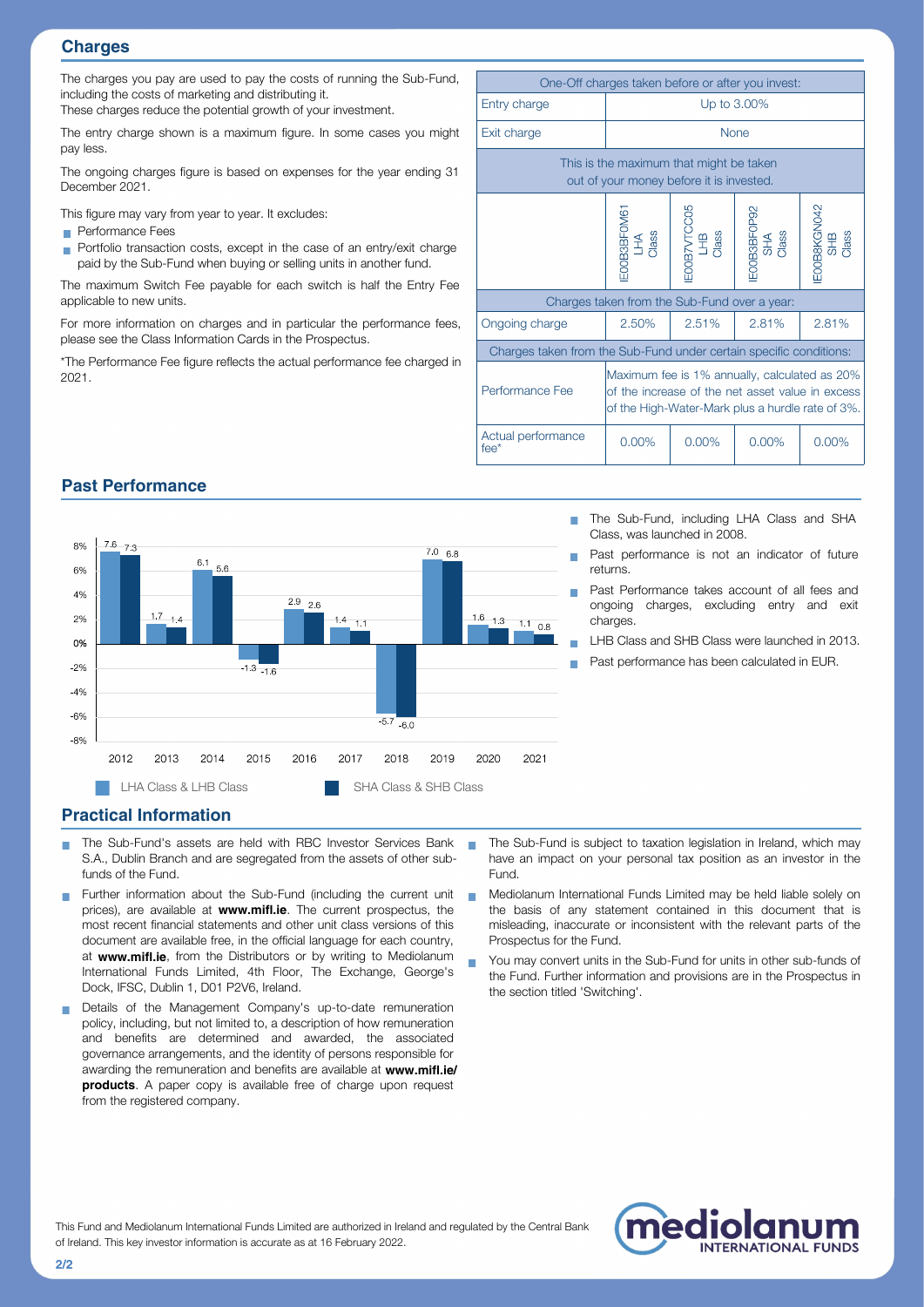## Charges

The charges you pay are used to pay the costs of running the Sub-Fund, including the costs of marketing and distributing it.
These charges reduce the potential growth of your investment.

The entry charge shown is a maximum figure. In some cases you might pay less.

The ongoing charges figure is based on expenses for the year ending 31 December 2021.

This figure may vary from year to year. It excludes:

- Performance Fees
- Portfolio transaction costs, except in the case of an entry/exit charge paid by the Sub-Fund when buying or selling units in another fund.

The maximum Switch Fee payable for each switch is half the Entry Fee applicable to new units.

For more information on charges and in particular the performance fees, please see the Class Information Cards in the Prospectus.

*The Performance Fee figure reflects the actual performance fee charged in 2021.

| One-Off charges taken before or after you invest: | | | | |
|---|---|---|---|---|
| Entry charge | Up to 3.00% | | | |
| Exit charge | None | | | |
| This is the maximum that might be taken out of your money before it is invested. | | | | |
| | IE00B3BF0M61 LHA Class | IE00B7VTCC05 LHB Class | IE00B3BF0P92 SHA Class | IE00B8KGN042 SHB Class |
| Charges taken from the Sub-Fund over a year: | | | | |
| Ongoing charge | 2.50% | 2.51% | 2.81% | 2.81% |
| Charges taken from the Sub-Fund under certain specific conditions: | | | | |
| Performance Fee | Maximum fee is 1% annually, calculated as 20% of the increase of the net asset value in excess of the High-Water-Mark plus a hurdle rate of 3%. | | | |
| Actual performance fee* | 0.00% | 0.00% | 0.00% | 0.00% |

## Past Performance

8%
6%
4%
2%
0%
-2%
-4%
-6%
-8%

2012: 7.6, 7.3
2013: 1.7, 1.4
2014: 6.1, 5.6
2015: -1.3, -1.6
2016: 2.9, 2.6
2017: 1.4, 1.1
2018: -5.7, -6.0
2019: 7.0, 6.8
2020: 1.6, 1.3
2021: 1.1, 0.8

LHA Class & LHB Class
SHA Class & SHB Class

- The Sub-Fund, including LHA Class and SHA Class, was launched in 2008.
- Past performance is not an indicator of future returns.
- Past Performance takes account of all fees and ongoing charges, excluding entry and exit charges.
- LHB Class and SHB Class were launched in 2013.
- Past performance has been calculated in EUR.

## Practical Information

- The Sub-Fund's assets are held with RBC Investor Services Bank S.A., Dublin Branch and are segregated from the assets of other sub-funds of the Fund.
- Further information about the Sub-Fund (including the current unit prices), are available at **www.mifl.ie**. The current prospectus, the most recent financial statements and other unit class versions of this document are available free, in the official language for each country, at **www.mifl.ie**, from the Distributors or by writing to Mediolanum International Funds Limited, 4th Floor, The Exchange, George's Dock, IFSC, Dublin 1, D01 P2V6, Ireland.
- Details of the Management Company's up-to-date remuneration policy, including, but not limited to, a description of how remuneration and benefits are determined and awarded, the associated governance arrangements, and the identity of persons responsible for awarding the remuneration and benefits are available at **www.mifl.ie/products**. A paper copy is available free of charge upon request from the registered company.
- The Sub-Fund is subject to taxation legislation in Ireland, which may have an impact on your personal tax position as an investor in the Fund.
- Mediolanum International Funds Limited may be held liable solely on the basis of any statement contained in this document that is misleading, inaccurate or inconsistent with the relevant parts of the Prospectus for the Fund.
- You may convert units in the Sub-Fund for units in other sub-funds of the Fund. Further information and provisions are in the Prospectus in the section titled 'Switching'.

This Fund and Mediolanum International Funds Limited are authorized in Ireland and regulated by the Central Bank of Ireland. This key investor information is accurate as at 16 February 2022.